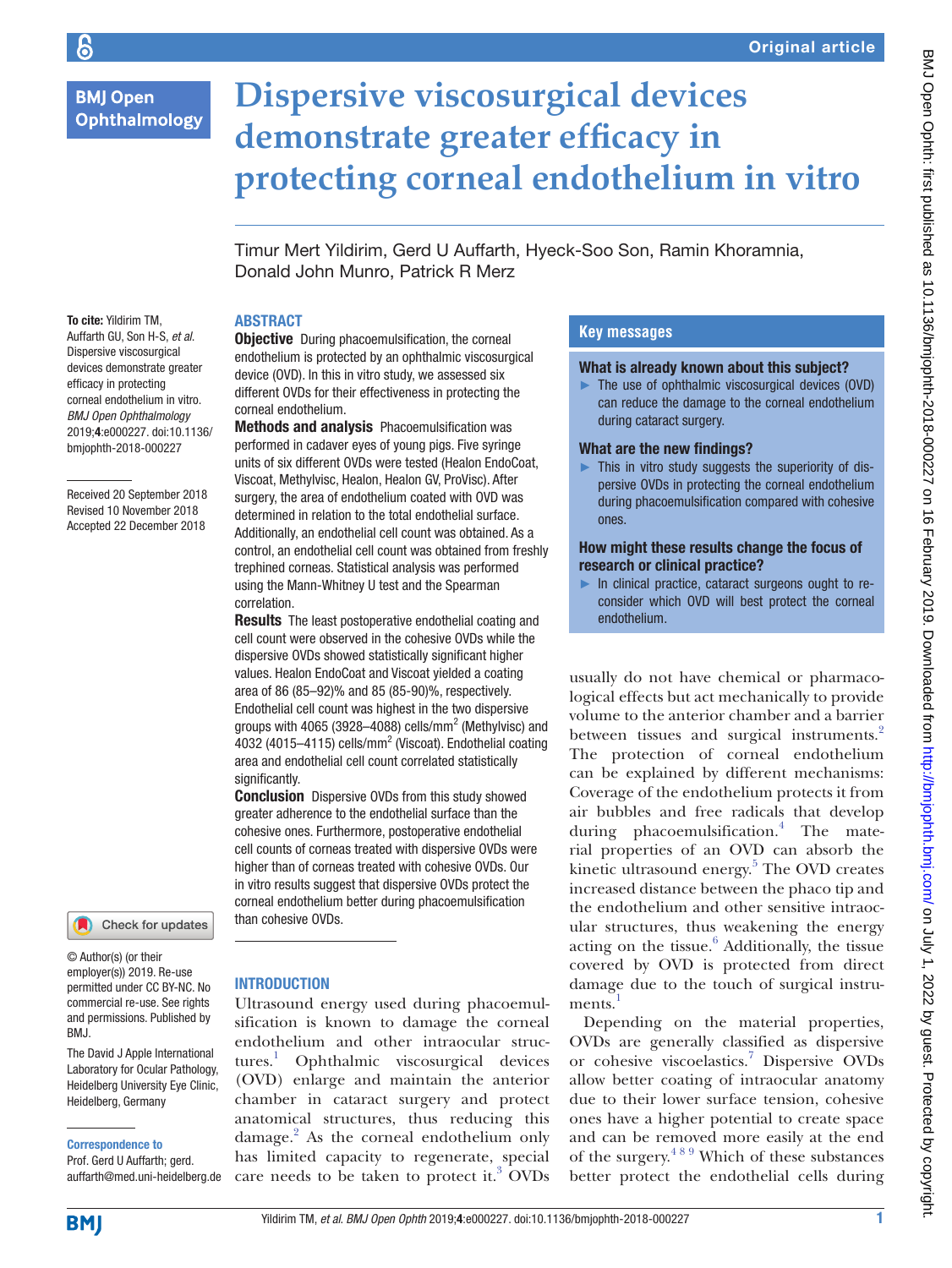# Dispersive viscosurgical devices demonstrate greater efficacy in protecting corneal endothelium in vitro

Timur Mert Yildirim, Gerd U Auffarth, Hyeck-Soo Son, Ramin Khoramnia, Donald John Munro, Patrick R Merz

**To cite:** Yildirim TM, Auffarth GU, Son H-S, *et al*. Dispersive viscosurgical devices demonstrate greater efficacy in protecting corneal endothelium in vitro. *BMJ Open Ophthalmology* 2019;**4**:e000227. doi:10.1136/bmjophth-2018-000227

Received 20 September 2018
Revised 10 November 2018
Accepted 22 December 2018

© Author(s) (or their employer(s)) 2019. Re-use permitted under CC BY-NC. No commercial re-use. See rights and permissions. Published by BMJ.

The David J Apple International Laboratory for Ocular Pathology, Heidelberg University Eye Clinic, Heidelberg, Germany

**Correspondence to**
Prof. Gerd U Auffarth; gerd.auffarth@med.uni-heidelberg.de

## ABSTRACT

**Objective** During phacoemulsification, the corneal endothelium is protected by an ophthalmic viscosurgical device (OVD). In this in vitro study, we assessed six different OVDs for their effectiveness in protecting the corneal endothelium.

**Methods and analysis** Phacoemulsification was performed in cadaver eyes of young pigs. Five syringe units of six different OVDs were tested (Healon EndoCoat, Viscoat, Methylvisc, Healon, Healon GV, ProVisc). After surgery, the area of endothelium coated with OVD was determined in relation to the total endothelial surface. Additionally, an endothelial cell count was obtained. As a control, an endothelial cell count was obtained from freshly trephined corneas. Statistical analysis was performed using the Mann-Whitney U test and the Spearman correlation.

**Results** The least postoperative endothelial coating and cell count were observed in the cohesive OVDs while the dispersive OVDs showed statistically significant higher values. Healon EndoCoat and Viscoat yielded a coating area of 86 (85–92)% and 85 (85-90)%, respectively. Endothelial cell count was highest in the two dispersive groups with 4065 (3928–4088) cells/mm$^2$ (Methylvisc) and 4032 (4015–4115) cells/mm$^2$ (Viscoat). Endothelial coating area and endothelial cell count correlated statistically significantly.

**Conclusion** Dispersive OVDs from this study showed greater adherence to the endothelial surface than the cohesive ones. Furthermore, postoperative endothelial cell counts of corneas treated with dispersive OVDs were higher than of corneas treated with cohesive OVDs. Our in vitro results suggest that dispersive OVDs protect the corneal endothelium better during phacoemulsification than cohesive OVDs.

## Key messages

### What is already known about this subject?

- The use of ophthalmic viscosurgical devices (OVD) can reduce the damage to the corneal endothelium during cataract surgery.

### What are the new findings?

- This in vitro study suggests the superiority of dispersive OVDs in protecting the corneal endothelium during phacoemulsification compared with cohesive ones.

### How might these results change the focus of research or clinical practice?

- In clinical practice, cataract surgeons ought to reconsider which OVD will best protect the corneal endothelium.

## INTRODUCTION

Ultrasound energy used during phacoemulsification is known to damage the corneal endothelium and other intraocular structures.[1] Ophthalmic viscosurgical devices (OVD) enlarge and maintain the anterior chamber in cataract surgery and protect anatomical structures, thus reducing this damage.[2] As the corneal endothelium only has limited capacity to regenerate, special care needs to be taken to protect it.[3] OVDs usually do not have chemical or pharmacological effects but act mechanically to provide volume to the anterior chamber and a barrier between tissues and surgical instruments.[2] The protection of corneal endothelium can be explained by different mechanisms: Coverage of the endothelium protects it from air bubbles and free radicals that develop during phacoemulsification.[4] The material properties of an OVD can absorb the kinetic ultrasound energy.[5] The OVD creates increased distance between the phaco tip and the endothelium and other sensitive intraocular structures, thus weakening the energy acting on the tissue.[6] Additionally, the tissue covered by OVD is protected from direct damage due to the touch of surgical instruments.[1]

Depending on the material properties, OVDs are generally classified as dispersive or cohesive viscoelastics.[7] Dispersive OVDs allow better coating of intraocular anatomy due to their lower surface tension, cohesive ones have a higher potential to create space and can be removed more easily at the end of the surgery.[4 8 9] Which of these substances better protect the endothelial cells during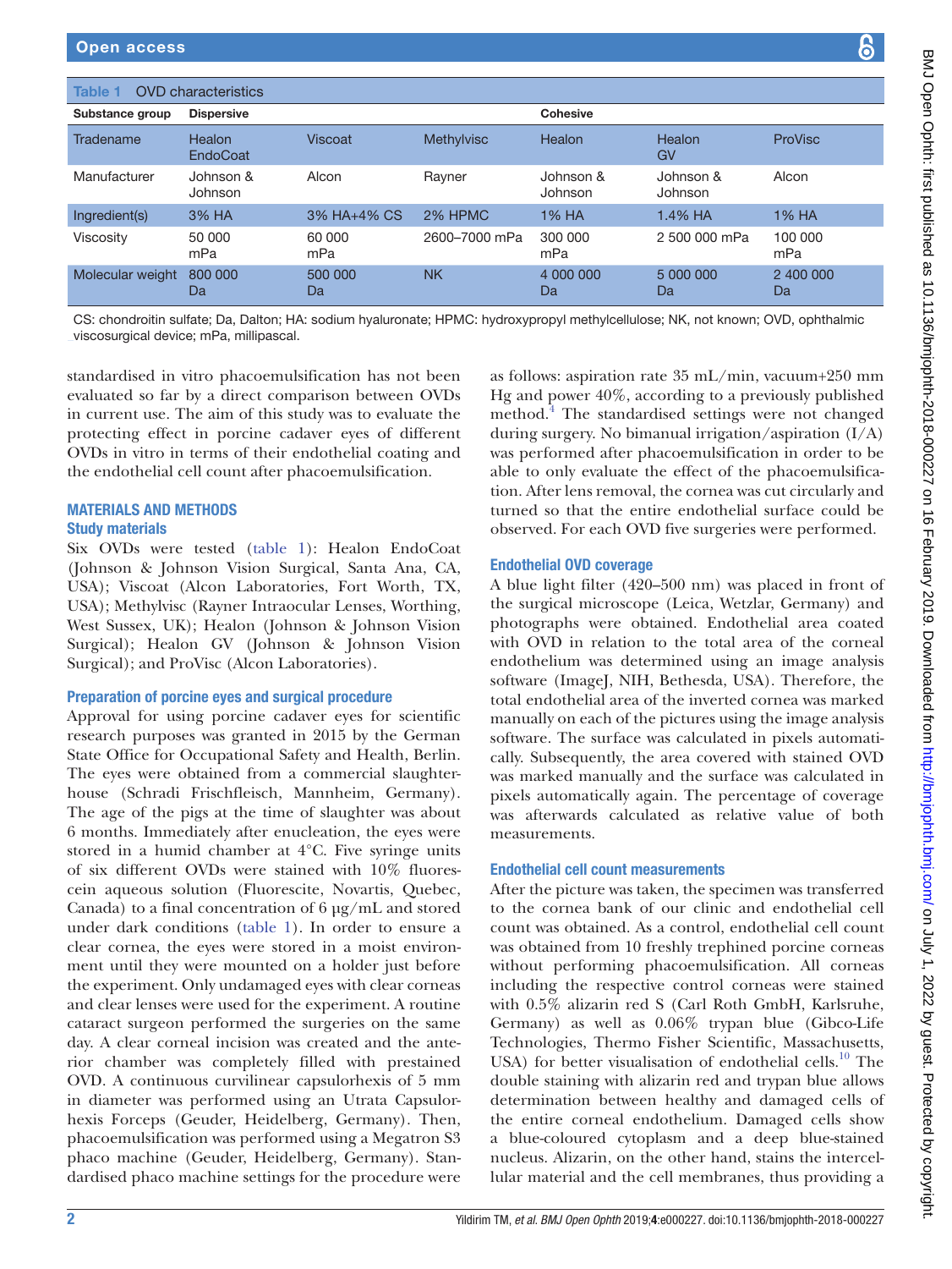**Table 1** OVD characteristics

| Substance group | Dispersive | | | Cohesive | | |
|---|---|---|---|---|---|---|
| Tradename | Healon EndoCoat | Viscoat | Methylvisc | Healon | Healon GV | ProVisc |
| Manufacturer | Johnson & Johnson | Alcon | Rayner | Johnson & Johnson | Johnson & Johnson | Alcon |
| Ingredient(s) | 3% HA | 3% HA+4% CS | 2% HPMC | 1% HA | 1.4% HA | 1% HA |
| Viscosity | 50 000 mPa | 60 000 mPa | 2600–7000 mPa | 300 000 mPa | 2 500 000 mPa | 100 000 mPa |
| Molecular weight | 800 000 Da | 500 000 Da | NK | 4 000 000 Da | 5 000 000 Da | 2 400 000 Da |

CS: chondroitin sulfate; Da, Dalton; HA: sodium hyaluronate; HPMC: hydroxypropyl methylcellulose; NK, not known; OVD, ophthalmic viscosurgical device; mPa, millipascal.

standardised in vitro phacoemulsification has not been evaluated so far by a direct comparison between OVDs in current use. The aim of this study was to evaluate the protecting effect in porcine cadaver eyes of different OVDs in vitro in terms of their endothelial coating and the endothelial cell count after phacoemulsification.

## MATERIALS AND METHODS

### Study materials

Six OVDs were tested (table 1): Healon EndoCoat (Johnson & Johnson Vision Surgical, Santa Ana, CA, USA); Viscoat (Alcon Laboratories, Fort Worth, TX, USA); Methylvisc (Rayner Intraocular Lenses, Worthing, West Sussex, UK); Healon (Johnson & Johnson Vision Surgical); Healon GV (Johnson & Johnson Vision Surgical); and ProVisc (Alcon Laboratories).

### Preparation of porcine eyes and surgical procedure

Approval for using porcine cadaver eyes for scientific research purposes was granted in 2015 by the German State Office for Occupational Safety and Health, Berlin. The eyes were obtained from a commercial slaughterhouse (Schradi Frischfleisch, Mannheim, Germany). The age of the pigs at the time of slaughter was about 6 months. Immediately after enucleation, the eyes were stored in a humid chamber at 4°C. Five syringe units of six different OVDs were stained with 10% fluorescein aqueous solution (Fluorescite, Novartis, Quebec, Canada) to a final concentration of 6 µg/mL and stored under dark conditions (table 1). In order to ensure a clear cornea, the eyes were stored in a moist environment until they were mounted on a holder just before the experiment. Only undamaged eyes with clear corneas and clear lenses were used for the experiment. A routine cataract surgeon performed the surgeries on the same day. A clear corneal incision was created and the anterior chamber was completely filled with prestained OVD. A continuous curvilinear capsulorhexis of 5 mm in diameter was performed using an Utrata Capsulorhexis Forceps (Geuder, Heidelberg, Germany). Then, phacoemulsification was performed using a Megatron S3 phaco machine (Geuder, Heidelberg, Germany). Standardised phaco machine settings for the procedure were as follows: aspiration rate 35 mL/min, vacuum+250 mm Hg and power 40%, according to a previously published method.[4] The standardised settings were not changed during surgery. No bimanual irrigation/aspiration (I/A) was performed after phacoemulsification in order to be able to only evaluate the effect of the phacoemulsification. After lens removal, the cornea was cut circularly and turned so that the entire endothelial surface could be observed. For each OVD five surgeries were performed.

### Endothelial OVD coverage

A blue light filter (420–500 nm) was placed in front of the surgical microscope (Leica, Wetzlar, Germany) and photographs were obtained. Endothelial area coated with OVD in relation to the total area of the corneal endothelium was determined using an image analysis software (ImageJ, NIH, Bethesda, USA). Therefore, the total endothelial area of the inverted cornea was marked manually on each of the pictures using the image analysis software. The surface was calculated in pixels automatically. Subsequently, the area covered with stained OVD was marked manually and the surface was calculated in pixels automatically again. The percentage of coverage was afterwards calculated as relative value of both measurements.

### Endothelial cell count measurements

After the picture was taken, the specimen was transferred to the cornea bank of our clinic and endothelial cell count was obtained. As a control, endothelial cell count was obtained from 10 freshly trephined porcine corneas without performing phacoemulsification. All corneas including the respective control corneas were stained with 0.5% alizarin red S (Carl Roth GmbH, Karlsruhe, Germany) as well as 0.06% trypan blue (Gibco-Life Technologies, Thermo Fisher Scientific, Massachusetts, USA) for better visualisation of endothelial cells.[10] The double staining with alizarin red and trypan blue allows determination between healthy and damaged cells of the entire corneal endothelium. Damaged cells show a blue-coloured cytoplasm and a deep blue-stained nucleus. Alizarin, on the other hand, stains the intercellular material and the cell membranes, thus providing a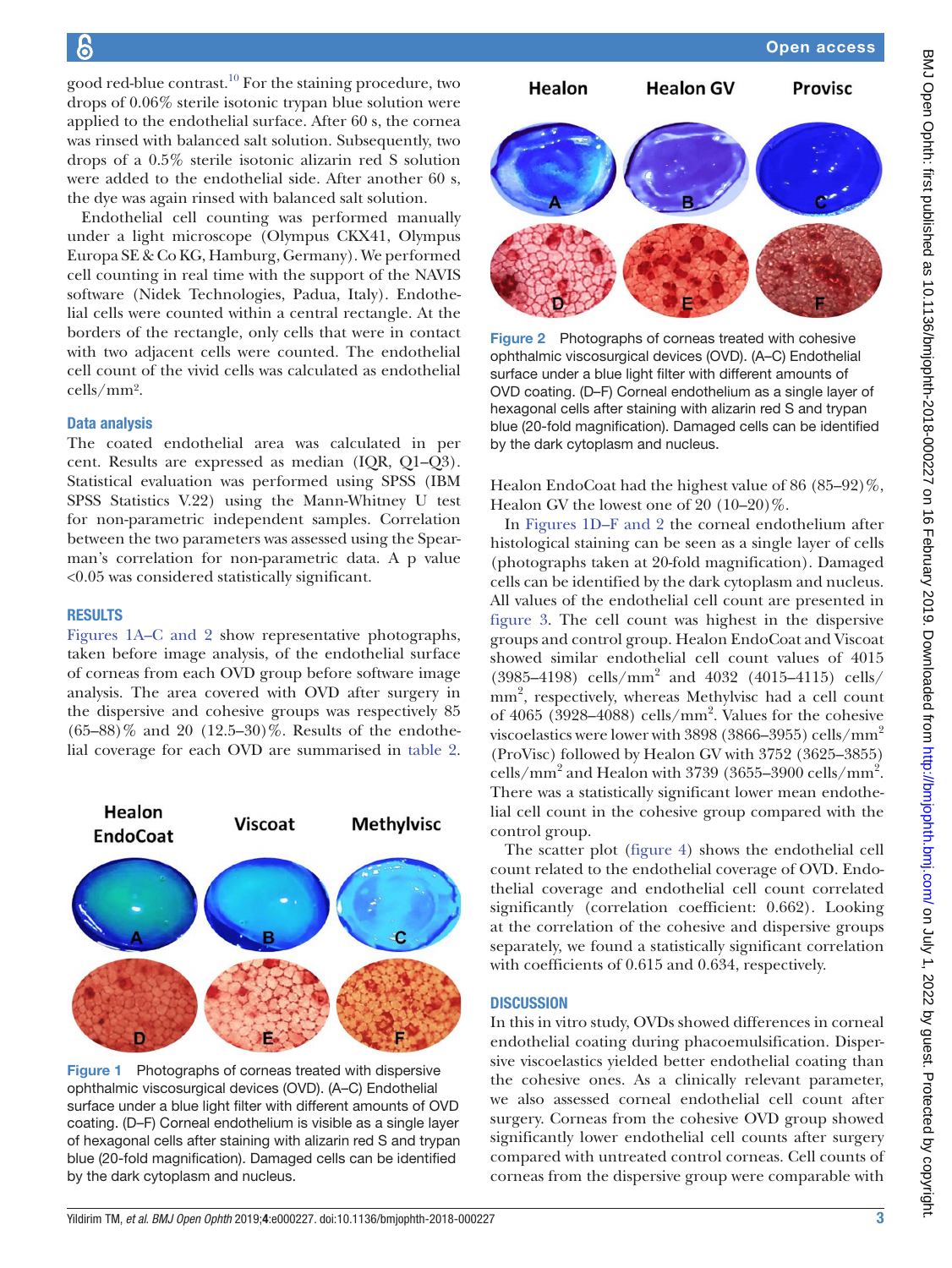good red-blue contrast.[10] For the staining procedure, two drops of 0.06% sterile isotonic trypan blue solution were applied to the endothelial surface. After 60 s, the cornea was rinsed with balanced salt solution. Subsequently, two drops of a 0.5% sterile isotonic alizarin red S solution were added to the endothelial side. After another 60 s, the dye was again rinsed with balanced salt solution.

Endothelial cell counting was performed manually under a light microscope (Olympus CKX41, Olympus Europa SE & Co KG, Hamburg, Germany). We performed cell counting in real time with the support of the NAVIS software (Nidek Technologies, Padua, Italy). Endothelial cells were counted within a central rectangle. At the borders of the rectangle, only cells that were in contact with two adjacent cells were counted. The endothelial cell count of the vivid cells was calculated as endothelial cells/mm$^2$.

### Data analysis

The coated endothelial area was calculated in per cent. Results are expressed as median (IQR, Q1–Q3). Statistical evaluation was performed using SPSS (IBM SPSS Statistics V.22) using the Mann-Whitney U test for non-parametric independent samples. Correlation between the two parameters was assessed using the Spearman's correlation for non-parametric data. A p value <0.05 was considered statistically significant.

## RESULTS

Figures 1A–C and 2 show representative photographs, taken before image analysis, of the endothelial surface of corneas from each OVD group before software image analysis. The area covered with OVD after surgery in the dispersive and cohesive groups was respectively 85 (65–88)% and 20 (12.5–30)%. Results of the endothelial coverage for each OVD are summarised in table 2. Healon EndoCoat had the highest value of 86 (85–92)%, Healon GV the lowest one of 20 (10–20)%.

Figure 1 Photographs of corneas treated with dispersive ophthalmic viscosurgical devices (OVD). (A–C) Endothelial surface under a blue light filter with different amounts of OVD coating. (D–F) Corneal endothelium is visible as a single layer of hexagonal cells after staining with alizarin red S and trypan blue (20-fold magnification). Damaged cells can be identified by the dark cytoplasm and nucleus.

Figure 2 Photographs of corneas treated with cohesive ophthalmic viscosurgical devices (OVD). (A–C) Endothelial surface under a blue light filter with different amounts of OVD coating. (D–F) Corneal endothelium as a single layer of hexagonal cells after staining with alizarin red S and trypan blue (20-fold magnification). Damaged cells can be identified by the dark cytoplasm and nucleus.

In Figures 1D–F and 2 the corneal endothelium after histological staining can be seen as a single layer of cells (photographs taken at 20-fold magnification). Damaged cells can be identified by the dark cytoplasm and nucleus. All values of the endothelial cell count are presented in figure 3. The cell count was highest in the dispersive groups and control group. Healon EndoCoat and Viscoat showed similar endothelial cell count values of 4015 (3985–4198) cells/mm$^2$ and 4032 (4015–4115) cells/mm$^2$, respectively, whereas Methylvisc had a cell count of 4065 (3928–4088) cells/mm$^2$. Values for the cohesive viscoelastics were lower with 3898 (3866–3955) cells/mm$^2$ (ProVisc) followed by Healon GV with 3752 (3625–3855) cells/mm$^2$ and Healon with 3739 (3655–3900 cells/mm$^2$. There was a statistically significant lower mean endothelial cell count in the cohesive group compared with the control group.

The scatter plot (figure 4) shows the endothelial cell count related to the endothelial coverage of OVD. Endothelial coverage and endothelial cell count correlated significantly (correlation coefficient: 0.662). Looking at the correlation of the cohesive and dispersive groups separately, we found a statistically significant correlation with coefficients of 0.615 and 0.634, respectively.

## DISCUSSION

In this in vitro study, OVDs showed differences in corneal endothelial coating during phacoemulsification. Dispersive viscoelastics yielded better endothelial coating than the cohesive ones. As a clinically relevant parameter, we also assessed corneal endothelial cell count after surgery. Corneas from the cohesive OVD group showed significantly lower endothelial cell counts after surgery compared with untreated control corneas. Cell counts of corneas from the dispersive group were comparable with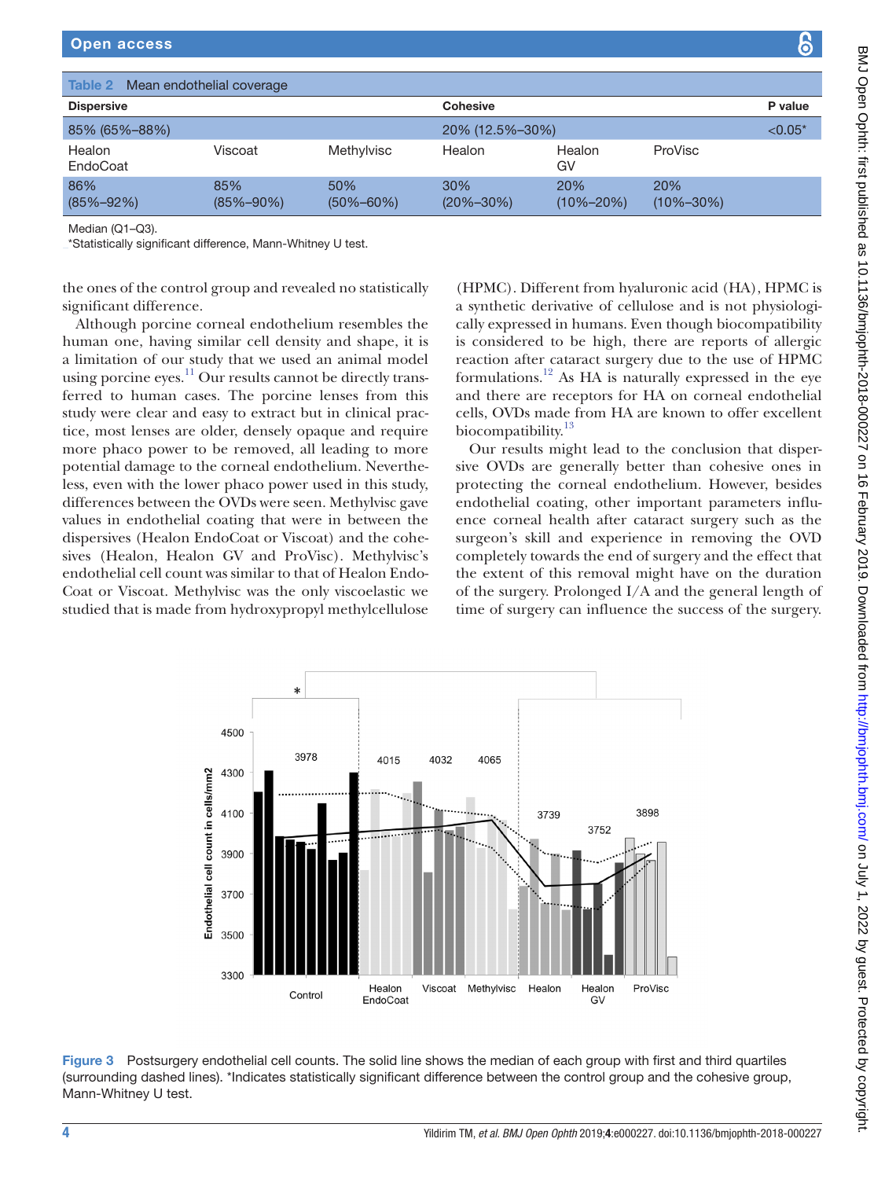**Table 2** Mean endothelial coverage

| Dispersive | | | Cohesive | | | P value |
|---|---|---|---|---|---|---|
| 85% (65%–88%) | | | 20% (12.5%–30%) | | | <0.05* |
| Healon EndoCoat | Viscoat | Methylvisc | Healon | Healon GV | ProVisc | |
| 86% (85%–92%) | 85% (85%–90%) | 50% (50%–60%) | 30% (20%–30%) | 20% (10%–20%) | 20% (10%–30%) | |

Median (Q1–Q3).
*Statistically significant difference, Mann-Whitney U test.

the ones of the control group and revealed no statistically significant difference.

Although porcine corneal endothelium resembles the human one, having similar cell density and shape, it is a limitation of our study that we used an animal model using porcine eyes.[11] Our results cannot be directly transferred to human cases. The porcine lenses from this study were clear and easy to extract but in clinical practice, most lenses are older, densely opaque and require more phaco power to be removed, all leading to more potential damage to the corneal endothelium. Nevertheless, even with the lower phaco power used in this study, differences between the OVDs were seen. Methylvisc gave values in endothelial coating that were in between the dispersives (Healon EndoCoat or Viscoat) and the cohesives (Healon, Healon GV and ProVisc). Methylvisc's endothelial cell count was similar to that of Healon EndoCoat or Viscoat. Methylvisc was the only viscoelastic we studied that is made from hydroxypropyl methylcellulose (HPMC). Different from hyaluronic acid (HA), HPMC is a synthetic derivative of cellulose and is not physiologically expressed in humans. Even though biocompatibility is considered to be high, there are reports of allergic reaction after cataract surgery due to the use of HPMC formulations.[12] As HA is naturally expressed in the eye and there are receptors for HA on corneal endothelial cells, OVDs made from HA are known to offer excellent biocompatibility.[13]

Our results might lead to the conclusion that dispersive OVDs are generally better than cohesive ones in protecting the corneal endothelium. However, besides endothelial coating, other important parameters influence corneal health after cataract surgery such as the surgeon's skill and experience in removing the OVD completely towards the end of surgery and the effect that the extent of this removal might have on the duration of the surgery. Prolonged I/A and the general length of time of surgery can influence the success of the surgery.

**Figure 3** Postsurgery endothelial cell counts. The solid line shows the median of each group with first and third quartiles (surrounding dashed lines). *Indicates statistically significant difference between the control group and the cohesive group, Mann-Whitney U test.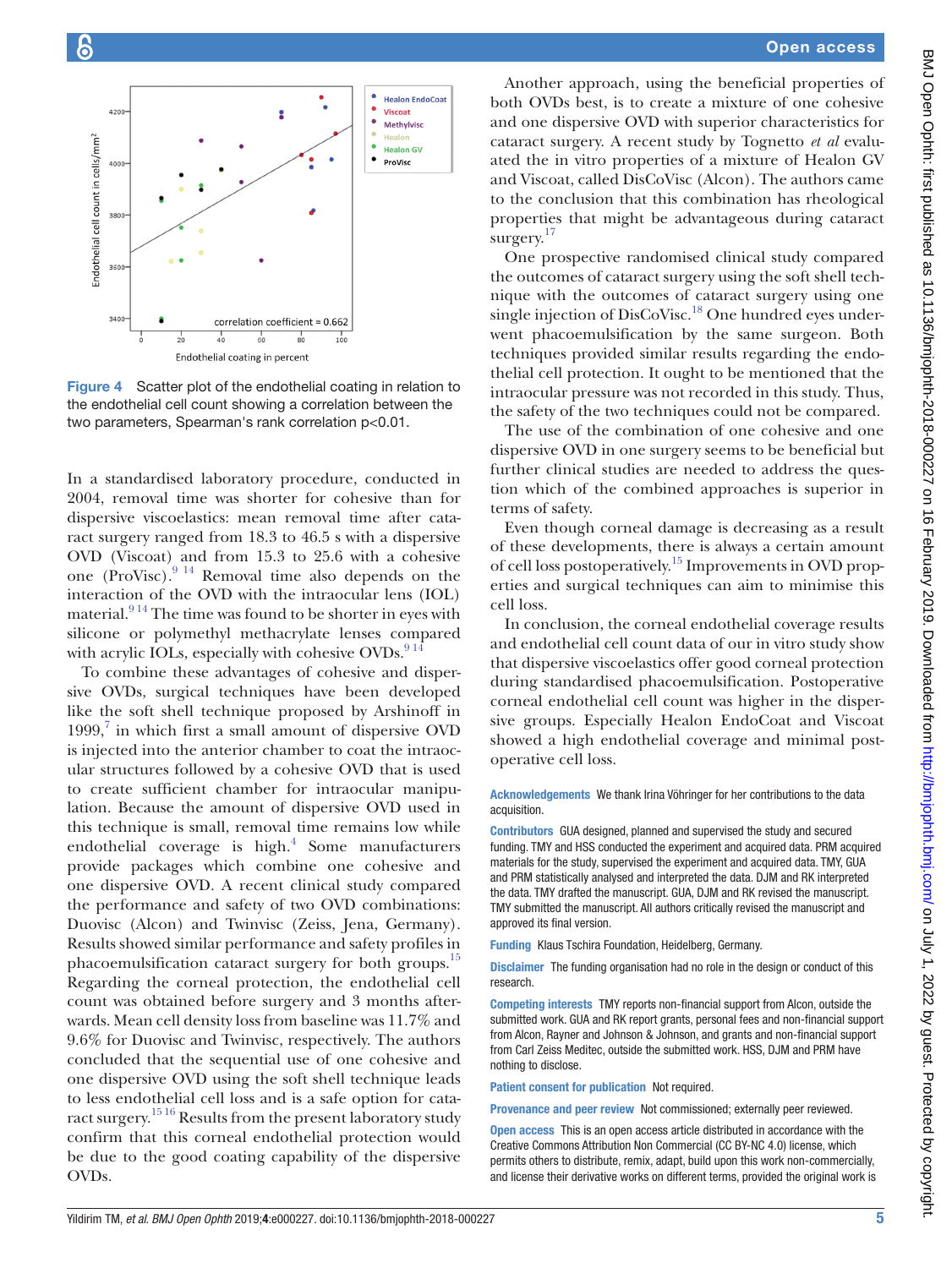Figure 4 Scatter plot of the endothelial coating in relation to the endothelial cell count showing a correlation between the two parameters, Spearman's rank correlation p<0.01.

In a standardised laboratory procedure, conducted in 2004, removal time was shorter for cohesive than for dispersive viscoelastics: mean removal time after cataract surgery ranged from 18.3 to 46.5 s with a dispersive OVD (Viscoat) and from 15.3 to 25.6 with a cohesive one (ProVisc).[9 14] Removal time also depends on the interaction of the OVD with the intraocular lens (IOL) material.[9 14] The time was found to be shorter in eyes with silicone or polymethyl methacrylate lenses compared with acrylic IOLs, especially with cohesive OVDs.[9 14]

To combine these advantages of cohesive and dispersive OVDs, surgical techniques have been developed like the soft shell technique proposed by Arshinoff in 1999,[7] in which first a small amount of dispersive OVD is injected into the anterior chamber to coat the intraocular structures followed by a cohesive OVD that is used to create sufficient chamber for intraocular manipulation. Because the amount of dispersive OVD used in this technique is small, removal time remains low while endothelial coverage is high.[4] Some manufacturers provide packages which combine one cohesive and one dispersive OVD. A recent clinical study compared the performance and safety of two OVD combinations: Duovisc (Alcon) and Twinvisc (Zeiss, Jena, Germany). Results showed similar performance and safety profiles in phacoemulsification cataract surgery for both groups.[15] Regarding the corneal protection, the endothelial cell count was obtained before surgery and 3 months afterwards. Mean cell density loss from baseline was 11.7% and 9.6% for Duovisc and Twinvisc, respectively. The authors concluded that the sequential use of one cohesive and one dispersive OVD using the soft shell technique leads to less endothelial cell loss and is a safe option for cataract surgery.[15 16] Results from the present laboratory study confirm that this corneal endothelial protection would be due to the good coating capability of the dispersive OVDs.

Another approach, using the beneficial properties of both OVDs best, is to create a mixture of one cohesive and one dispersive OVD with superior characteristics for cataract surgery. A recent study by Tognetto *et al* evaluated the in vitro properties of a mixture of Healon GV and Viscoat, called DisCoVisc (Alcon). The authors came to the conclusion that this combination has rheological properties that might be advantageous during cataract surgery.[17]

One prospective randomised clinical study compared the outcomes of cataract surgery using the soft shell technique with the outcomes of cataract surgery using one single injection of DisCoVisc.[18] One hundred eyes underwent phacoemulsification by the same surgeon. Both techniques provided similar results regarding the endothelial cell protection. It ought to be mentioned that the intraocular pressure was not recorded in this study. Thus, the safety of the two techniques could not be compared.

The use of the combination of one cohesive and one dispersive OVD in one surgery seems to be beneficial but further clinical studies are needed to address the question which of the combined approaches is superior in terms of safety.

Even though corneal damage is decreasing as a result of these developments, there is always a certain amount of cell loss postoperatively.[15] Improvements in OVD properties and surgical techniques can aim to minimise this cell loss.

In conclusion, the corneal endothelial coverage results and endothelial cell count data of our in vitro study show that dispersive viscoelastics offer good corneal protection during standardised phacoemulsification. Postoperative corneal endothelial cell count was higher in the dispersive groups. Especially Healon EndoCoat and Viscoat showed a high endothelial coverage and minimal postoperative cell loss.

**Acknowledgements** We thank Irina Vöhringer for her contributions to the data acquisition.

**Contributors** GUA designed, planned and supervised the study and secured funding. TMY and HSS conducted the experiment and acquired data. PRM acquired materials for the study, supervised the experiment and acquired data. TMY, GUA and PRM statistically analysed and interpreted the data. DJM and RK interpreted the data. TMY drafted the manuscript. GUA, DJM and RK revised the manuscript. TMY submitted the manuscript. All authors critically revised the manuscript and approved its final version.

**Funding** Klaus Tschira Foundation, Heidelberg, Germany.

**Disclaimer** The funding organisation had no role in the design or conduct of this research.

**Competing interests** TMY reports non-financial support from Alcon, outside the submitted work. GUA and RK report grants, personal fees and non-financial support from Alcon, Rayner and Johnson & Johnson, and grants and non-financial support from Carl Zeiss Meditec, outside the submitted work. HSS, DJM and PRM have nothing to disclose.

**Patient consent for publication** Not required.

**Provenance and peer review** Not commissioned; externally peer reviewed.

**Open access** This is an open access article distributed in accordance with the Creative Commons Attribution Non Commercial (CC BY-NC 4.0) license, which permits others to distribute, remix, adapt, build upon this work non-commercially, and license their derivative works on different terms, provided the original work is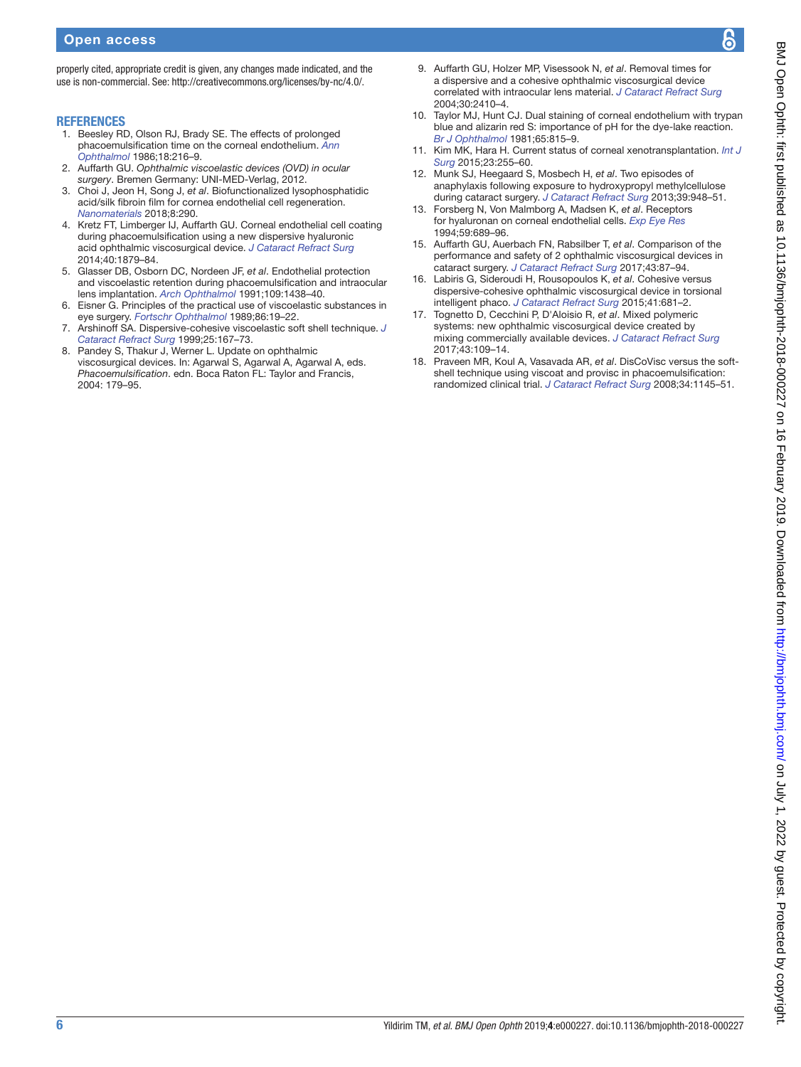properly cited, appropriate credit is given, any changes made indicated, and the use is non-commercial. See: http://creativecommons.org/licenses/by-nc/4.0/.

## REFERENCES

1. Beesley RD, Olson RJ, Brady SE. The effects of prolonged phacoemulsification time on the corneal endothelium. *Ann Ophthalmol* 1986;18:216–9.
2. Auffarth GU. *Ophthalmic viscoelastic devices (OVD) in ocular surgery*. Bremen Germany: UNI-MED-Verlag, 2012.
3. Choi J, Jeon H, Song J, *et al*. Biofunctionalized lysophosphatidic acid/silk fibroin film for cornea endothelial cell regeneration. *Nanomaterials* 2018;8:290.
4. Kretz FT, Limberger IJ, Auffarth GU. Corneal endothelial cell coating during phacoemulsification using a new dispersive hyaluronic acid ophthalmic viscosurgical device. *J Cataract Refract Surg* 2014;40:1879–84.
5. Glasser DB, Osborn DC, Nordeen JF, *et al*. Endothelial protection and viscoelastic retention during phacoemulsification and intraocular lens implantation. *Arch Ophthalmol* 1991;109:1438–40.
6. Eisner G. Principles of the practical use of viscoelastic substances in eye surgery. *Fortschr Ophthalmol* 1989;86:19–22.
7. Arshinoff SA. Dispersive-cohesive viscoelastic soft shell technique. *J Cataract Refract Surg* 1999;25:167–73.
8. Pandey S, Thakur J, Werner L. Update on ophthalmic viscosurgical devices. In: Agarwal S, Agarwal A, Agarwal A, eds. *Phacoemulsification*. edn. Boca Raton FL: Taylor and Francis, 2004: 179–95.
9. Auffarth GU, Holzer MP, Visessook N, *et al*. Removal times for a dispersive and a cohesive ophthalmic viscosurgical device correlated with intraocular lens material. *J Cataract Refract Surg* 2004;30:2410–4.
10. Taylor MJ, Hunt CJ. Dual staining of corneal endothelium with trypan blue and alizarin red S: importance of pH for the dye-lake reaction. *Br J Ophthalmol* 1981;65:815–9.
11. Kim MK, Hara H. Current status of corneal xenotransplantation. *Int J Surg* 2015;23:255–60.
12. Munk SJ, Heegaard S, Mosbech H, *et al*. Two episodes of anaphylaxis following exposure to hydroxypropyl methylcellulose during cataract surgery. *J Cataract Refract Surg* 2013;39:948–51.
13. Forsberg N, Von Malmborg A, Madsen K, *et al*. Receptors for hyaluronan on corneal endothelial cells. *Exp Eye Res* 1994;59:689–96.
15. Auffarth GU, Auerbach FN, Rabsilber T, *et al*. Comparison of the performance and safety of 2 ophthalmic viscosurgical devices in cataract surgery. *J Cataract Refract Surg* 2017;43:87–94.
16. Labiris G, Sideroudi H, Rousopoulos K, *et al*. Cohesive versus dispersive-cohesive ophthalmic viscosurgical device in torsional intelligent phaco. *J Cataract Refract Surg* 2015;41:681–2.
17. Tognetto D, Cecchini P, D'Aloisio R, *et al*. Mixed polymeric systems: new ophthalmic viscosurgical device created by mixing commercially available devices. *J Cataract Refract Surg* 2017;43:109–14.
18. Praveen MR, Koul A, Vasavada AR, *et al*. DisCoVisc versus the soft-shell technique using viscoat and provisc in phacoemulsification: randomized clinical trial. *J Cataract Refract Surg* 2008;34:1145–51.